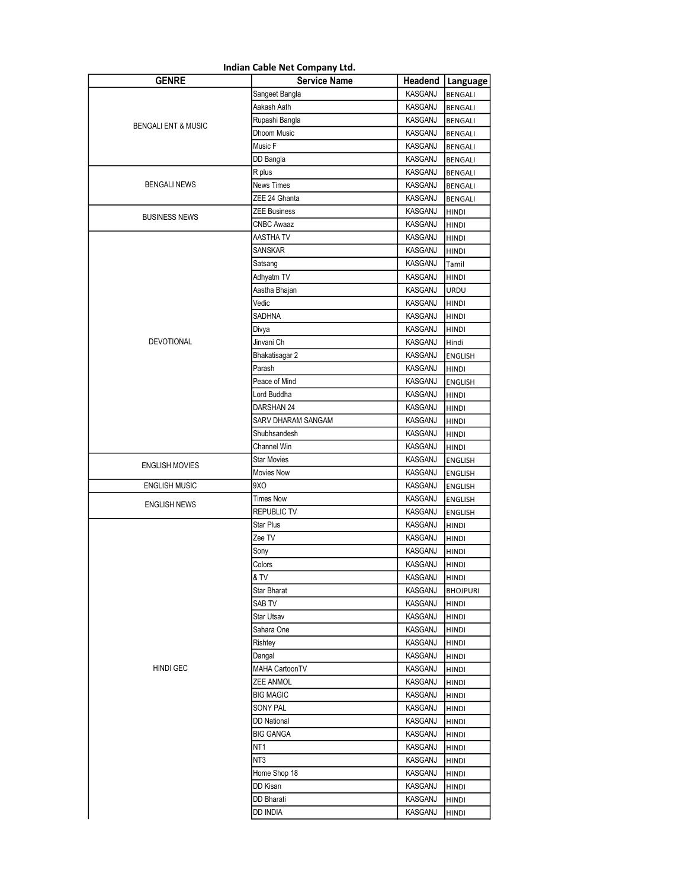**Indian Cable Net Company Ltd.**

| GENRE | Service Name | Headend | Language |
|---|---|---|---|
| BENGALI ENT & MUSIC | Sangeet Bangla | KASGANJ | BENGALI |
| | Aakash Aath | KASGANJ | BENGALI |
| | Rupashi Bangla | KASGANJ | BENGALI |
| | Dhoom Music | KASGANJ | BENGALI |
| | Music F | KASGANJ | BENGALI |
| | DD Bangla | KASGANJ | BENGALI |
| BENGALI NEWS | R plus | KASGANJ | BENGALI |
| | News Times | KASGANJ | BENGALI |
| | ZEE 24 Ghanta | KASGANJ | BENGALI |
| BUSINESS NEWS | ZEE Business | KASGANJ | HINDI |
| | CNBC Awaaz | KASGANJ | HINDI |
| DEVOTIONAL | AASTHA TV | KASGANJ | HINDI |
| | SANSKAR | KASGANJ | HINDI |
| | Satsang | KASGANJ | Tamil |
| | Adhyatm TV | KASGANJ | HINDI |
| | Aastha Bhajan | KASGANJ | URDU |
| | Vedic | KASGANJ | HINDI |
| | SADHNA | KASGANJ | HINDI |
| | Divya | KASGANJ | HINDI |
| | Jinvani Ch | KASGANJ | Hindi |
| | Bhakatisagar 2 | KASGANJ | ENGLISH |
| | Parash | KASGANJ | HINDI |
| | Peace of Mind | KASGANJ | ENGLISH |
| | Lord Buddha | KASGANJ | HINDI |
| | DARSHAN 24 | KASGANJ | HINDI |
| | SARV DHARAM SANGAM | KASGANJ | HINDI |
| | Shubhsandesh | KASGANJ | HINDI |
| | Channel Win | KASGANJ | HINDI |
| ENGLISH MOVIES | Star Movies | KASGANJ | ENGLISH |
| | Movies Now | KASGANJ | ENGLISH |
| ENGLISH MUSIC | 9XO | KASGANJ | ENGLISH |
| ENGLISH NEWS | Times Now | KASGANJ | ENGLISH |
| | REPUBLIC TV | KASGANJ | ENGLISH |
| HINDI GEC | Star Plus | KASGANJ | HINDI |
| | Zee TV | KASGANJ | HINDI |
| | Sony | KASGANJ | HINDI |
| | Colors | KASGANJ | HINDI |
| | & TV | KASGANJ | HINDI |
| | Star Bharat | KASGANJ | BHOJPURI |
| | SAB TV | KASGANJ | HINDI |
| | Star Utsav | KASGANJ | HINDI |
| | Sahara One | KASGANJ | HINDI |
| | Rishtey | KASGANJ | HINDI |
| | Dangal | KASGANJ | HINDI |
| | MAHA CartoonTV | KASGANJ | HINDI |
| | ZEE ANMOL | KASGANJ | HINDI |
| | BIG MAGIC | KASGANJ | HINDI |
| | SONY PAL | KASGANJ | HINDI |
| | DD National | KASGANJ | HINDI |
| | BIG GANGA | KASGANJ | HINDI |
| | NT1 | KASGANJ | HINDI |
| | NT3 | KASGANJ | HINDI |
| | Home Shop 18 | KASGANJ | HINDI |
| | DD Kisan | KASGANJ | HINDI |
| | DD Bharati | KASGANJ | HINDI |
| | DD INDIA | KASGANJ | HINDI |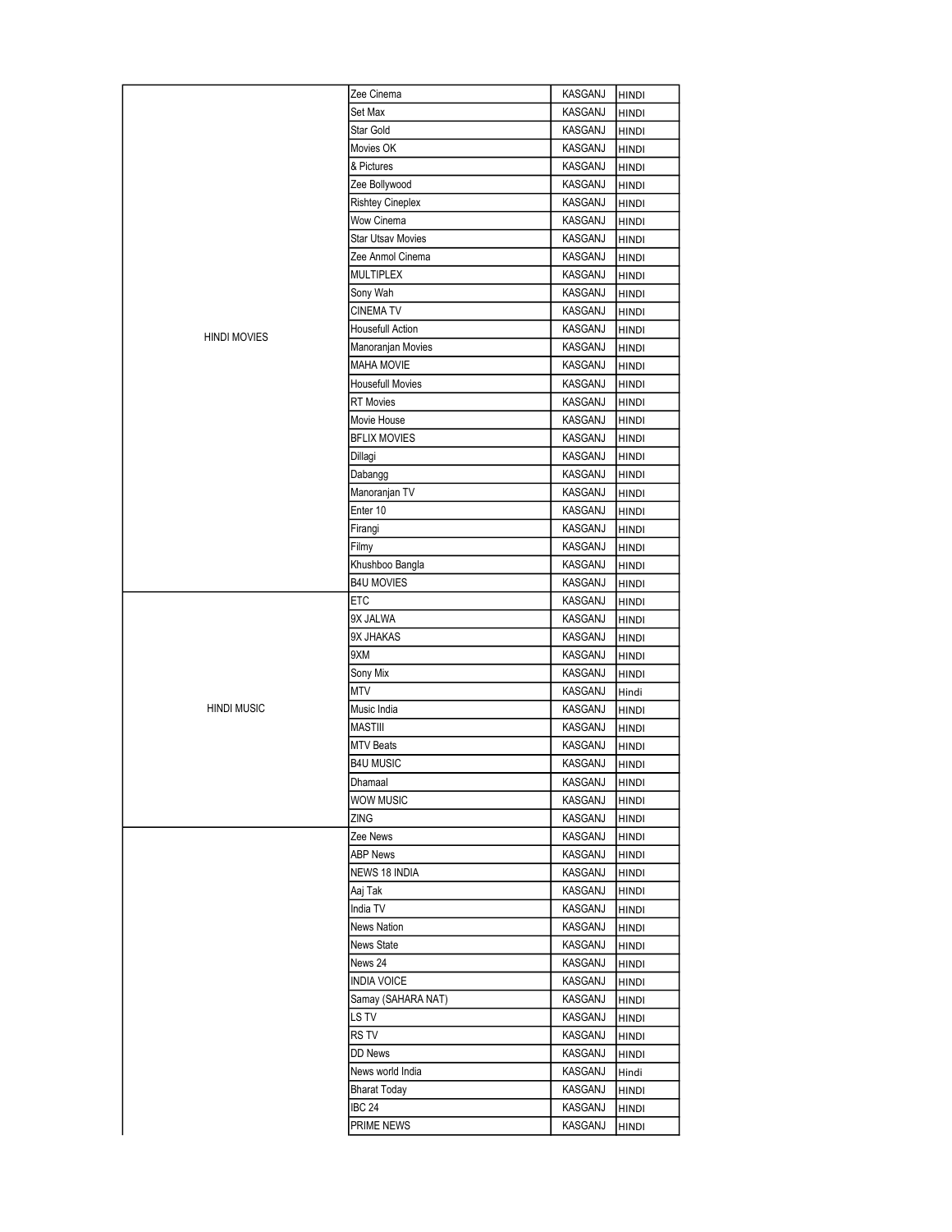| | | | |
|---|---|---|---|
| HINDI MOVIES | Zee Cinema | KASGANJ | HINDI |
| | Set Max | KASGANJ | HINDI |
| | Star Gold | KASGANJ | HINDI |
| | Movies OK | KASGANJ | HINDI |
| | & Pictures | KASGANJ | HINDI |
| | Zee Bollywood | KASGANJ | HINDI |
| | Rishtey Cineplex | KASGANJ | HINDI |
| | Wow Cinema | KASGANJ | HINDI |
| | Star Utsav Movies | KASGANJ | HINDI |
| | Zee Anmol Cinema | KASGANJ | HINDI |
| | MULTIPLEX | KASGANJ | HINDI |
| | Sony Wah | KASGANJ | HINDI |
| | CINEMA TV | KASGANJ | HINDI |
| | Housefull Action | KASGANJ | HINDI |
| | Manoranjan Movies | KASGANJ | HINDI |
| | MAHA MOVIE | KASGANJ | HINDI |
| | Housefull Movies | KASGANJ | HINDI |
| | RT Movies | KASGANJ | HINDI |
| | Movie House | KASGANJ | HINDI |
| | BFLIX MOVIES | KASGANJ | HINDI |
| | Dillagi | KASGANJ | HINDI |
| | Dabangg | KASGANJ | HINDI |
| | Manoranjan TV | KASGANJ | HINDI |
| | Enter 10 | KASGANJ | HINDI |
| | Firangi | KASGANJ | HINDI |
| | Filmy | KASGANJ | HINDI |
| | Khushboo Bangla | KASGANJ | HINDI |
| | B4U MOVIES | KASGANJ | HINDI |
| HINDI MUSIC | ETC | KASGANJ | HINDI |
| | 9X JALWA | KASGANJ | HINDI |
| | 9X JHAKAS | KASGANJ | HINDI |
| | 9XM | KASGANJ | HINDI |
| | Sony Mix | KASGANJ | HINDI |
| | MTV | KASGANJ | Hindi |
| | Music India | KASGANJ | HINDI |
| | MASTIII | KASGANJ | HINDI |
| | MTV Beats | KASGANJ | HINDI |
| | B4U MUSIC | KASGANJ | HINDI |
| | Dhamaal | KASGANJ | HINDI |
| | WOW MUSIC | KASGANJ | HINDI |
| | ZING | KASGANJ | HINDI |
| | Zee News | KASGANJ | HINDI |
| | ABP News | KASGANJ | HINDI |
| | NEWS 18 INDIA | KASGANJ | HINDI |
| | Aaj Tak | KASGANJ | HINDI |
| | India TV | KASGANJ | HINDI |
| | News Nation | KASGANJ | HINDI |
| | News State | KASGANJ | HINDI |
| | News 24 | KASGANJ | HINDI |
| | INDIA VOICE | KASGANJ | HINDI |
| | Samay (SAHARA NAT) | KASGANJ | HINDI |
| | LS TV | KASGANJ | HINDI |
| | RS TV | KASGANJ | HINDI |
| | DD News | KASGANJ | HINDI |
| | News world India | KASGANJ | Hindi |
| | Bharat Today | KASGANJ | HINDI |
| | IBC 24 | KASGANJ | HINDI |
| | PRIME NEWS | KASGANJ | HINDI |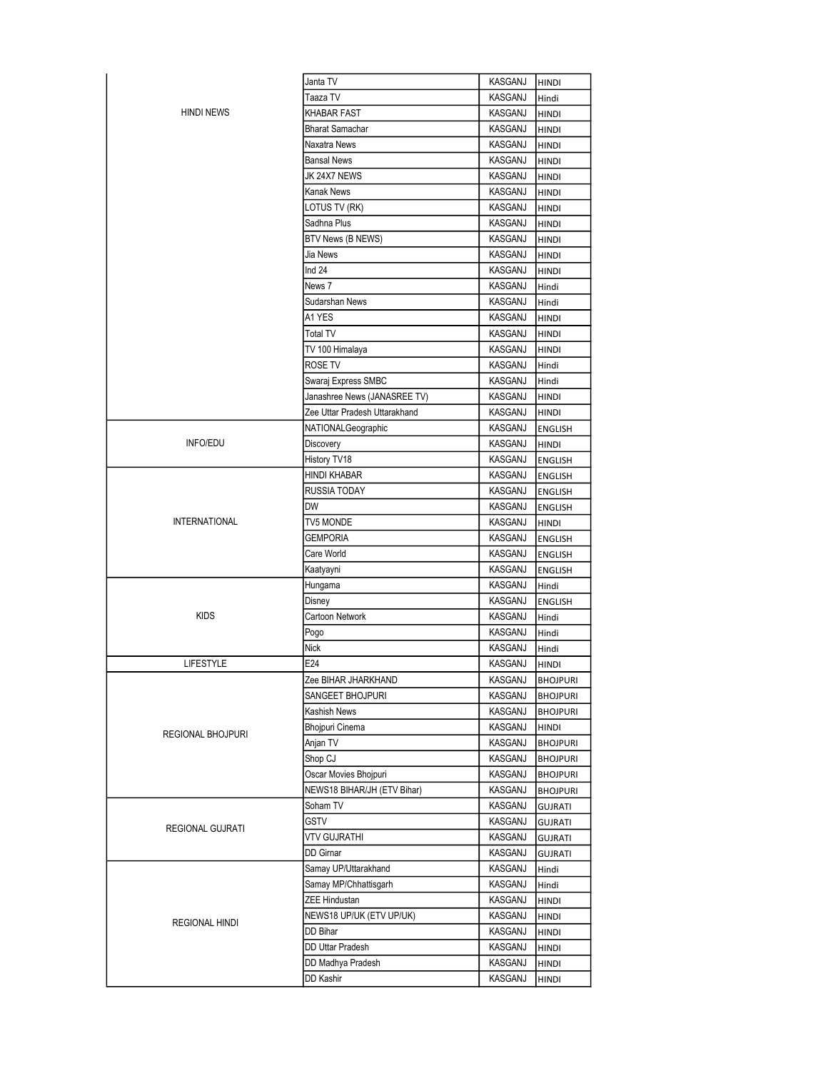| | | | |
|---|---|---|---|
| HINDI NEWS | Janta TV | KASGANJ | HINDI |
| | Taaza TV | KASGANJ | Hindi |
| | KHABAR FAST | KASGANJ | HINDI |
| | Bharat Samachar | KASGANJ | HINDI |
| | Naxatra News | KASGANJ | HINDI |
| | Bansal News | KASGANJ | HINDI |
| | JK 24X7 NEWS | KASGANJ | HINDI |
| | Kanak News | KASGANJ | HINDI |
| | LOTUS TV (RK) | KASGANJ | HINDI |
| | Sadhna Plus | KASGANJ | HINDI |
| | BTV News (B NEWS) | KASGANJ | HINDI |
| | Jia News | KASGANJ | HINDI |
| | Ind 24 | KASGANJ | HINDI |
| | News 7 | KASGANJ | Hindi |
| | Sudarshan News | KASGANJ | Hindi |
| | A1 YES | KASGANJ | HINDI |
| | Total TV | KASGANJ | HINDI |
| | TV 100 Himalaya | KASGANJ | HINDI |
| | ROSE TV | KASGANJ | Hindi |
| | Swaraj Express SMBC | KASGANJ | Hindi |
| | Janashree News (JANASREE TV) | KASGANJ | HINDI |
| | Zee Uttar Pradesh Uttarakhand | KASGANJ | HINDI |
| INFO/EDU | NATIONALGeographic | KASGANJ | ENGLISH |
| | Discovery | KASGANJ | HINDI |
| | History TV18 | KASGANJ | ENGLISH |
| INTERNATIONAL | HINDI KHABAR | KASGANJ | ENGLISH |
| | RUSSIA TODAY | KASGANJ | ENGLISH |
| | DW | KASGANJ | ENGLISH |
| | TV5 MONDE | KASGANJ | HINDI |
| | GEMPORIA | KASGANJ | ENGLISH |
| | Care World | KASGANJ | ENGLISH |
| | Kaatyayni | KASGANJ | ENGLISH |
| KIDS | Hungama | KASGANJ | Hindi |
| | Disney | KASGANJ | ENGLISH |
| | Cartoon Network | KASGANJ | Hindi |
| | Pogo | KASGANJ | Hindi |
| | Nick | KASGANJ | Hindi |
| LIFESTYLE | E24 | KASGANJ | HINDI |
| REGIONAL BHOJPURI | Zee BIHAR JHARKHAND | KASGANJ | BHOJPURI |
| | SANGEET BHOJPURI | KASGANJ | BHOJPURI |
| | Kashish News | KASGANJ | BHOJPURI |
| | Bhojpuri Cinema | KASGANJ | HINDI |
| | Anjan TV | KASGANJ | BHOJPURI |
| | Shop CJ | KASGANJ | BHOJPURI |
| | Oscar Movies Bhojpuri | KASGANJ | BHOJPURI |
| | NEWS18 BIHAR/JH (ETV Bihar) | KASGANJ | BHOJPURI |
| REGIONAL GUJRATI | Soham TV | KASGANJ | GUJRATI |
| | GSTV | KASGANJ | GUJRATI |
| | VTV GUJRATHI | KASGANJ | GUJRATI |
| | DD Girnar | KASGANJ | GUJRATI |
| REGIONAL HINDI | Samay UP/Uttarakhand | KASGANJ | Hindi |
| | Samay MP/Chhattisgarh | KASGANJ | Hindi |
| | ZEE Hindustan | KASGANJ | HINDI |
| | NEWS18 UP/UK (ETV UP/UK) | KASGANJ | HINDI |
| | DD Bihar | KASGANJ | HINDI |
| | DD Uttar Pradesh | KASGANJ | HINDI |
| | DD Madhya Pradesh | KASGANJ | HINDI |
| | DD Kashir | KASGANJ | HINDI |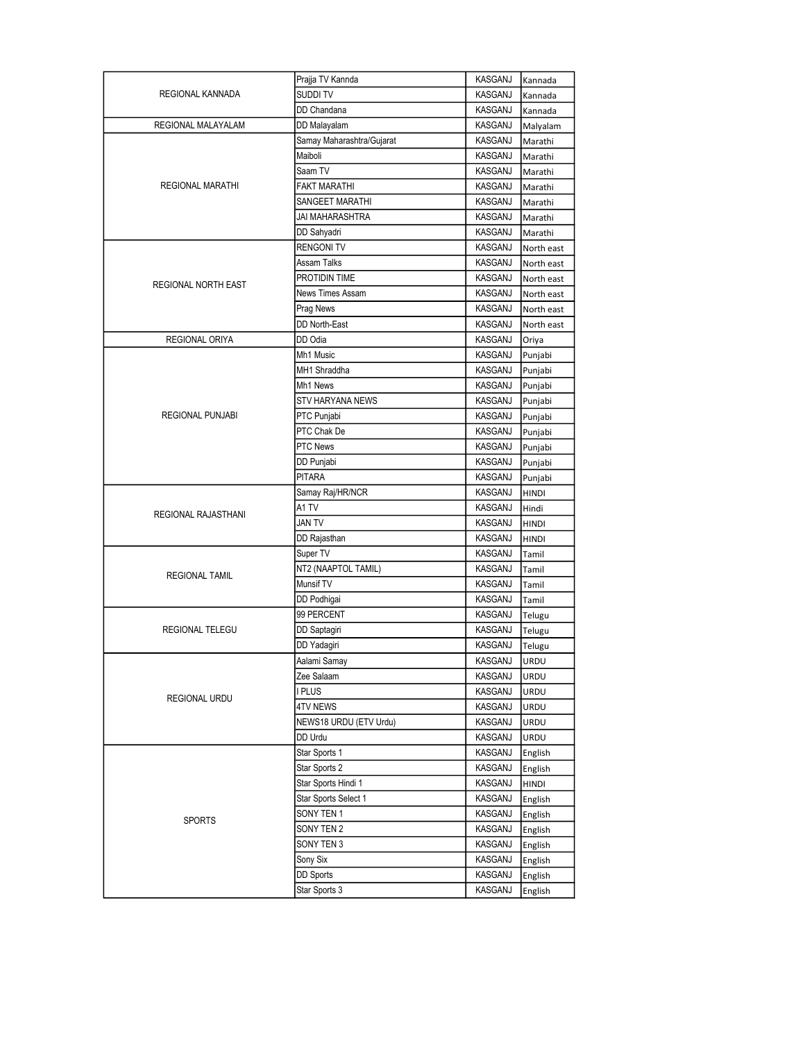| | | | |
|---|---|---|---|
| REGIONAL KANNADA | Prajja TV Kannda | KASGANJ | Kannada |
| | SUDDI TV | KASGANJ | Kannada |
| | DD Chandana | KASGANJ | Kannada |
| REGIONAL MALAYALAM | DD Malayalam | KASGANJ | Malyalam |
| REGIONAL MARATHI | Samay Maharashtra/Gujarat | KASGANJ | Marathi |
| | Maiboli | KASGANJ | Marathi |
| | Saam TV | KASGANJ | Marathi |
| | FAKT MARATHI | KASGANJ | Marathi |
| | SANGEET MARATHI | KASGANJ | Marathi |
| | JAI MAHARASHTRA | KASGANJ | Marathi |
| | DD Sahyadri | KASGANJ | Marathi |
| REGIONAL NORTH EAST | RENGONI TV | KASGANJ | North east |
| | Assam Talks | KASGANJ | North east |
| | PROTIDIN TIME | KASGANJ | North east |
| | News Times Assam | KASGANJ | North east |
| | Prag News | KASGANJ | North east |
| | DD North-East | KASGANJ | North east |
| REGIONAL ORIYA | DD Odia | KASGANJ | Oriya |
| REGIONAL PUNJABI | Mh1 Music | KASGANJ | Punjabi |
| | MH1 Shraddha | KASGANJ | Punjabi |
| | Mh1 News | KASGANJ | Punjabi |
| | STV HARYANA NEWS | KASGANJ | Punjabi |
| | PTC Punjabi | KASGANJ | Punjabi |
| | PTC Chak De | KASGANJ | Punjabi |
| | PTC News | KASGANJ | Punjabi |
| | DD Punjabi | KASGANJ | Punjabi |
| | PITARA | KASGANJ | Punjabi |
| REGIONAL RAJASTHANI | Samay Raj/HR/NCR | KASGANJ | HINDI |
| | A1 TV | KASGANJ | Hindi |
| | JAN TV | KASGANJ | HINDI |
| | DD Rajasthan | KASGANJ | HINDI |
| REGIONAL TAMIL | Super TV | KASGANJ | Tamil |
| | NT2 (NAAPTOL TAMIL) | KASGANJ | Tamil |
| | Munsif TV | KASGANJ | Tamil |
| | DD Podhigai | KASGANJ | Tamil |
| REGIONAL TELEGU | 99 PERCENT | KASGANJ | Telugu |
| | DD Saptagiri | KASGANJ | Telugu |
| | DD Yadagiri | KASGANJ | Telugu |
| REGIONAL URDU | Aalami Samay | KASGANJ | URDU |
| | Zee Salaam | KASGANJ | URDU |
| | I PLUS | KASGANJ | URDU |
| | 4TV NEWS | KASGANJ | URDU |
| | NEWS18 URDU (ETV Urdu) | KASGANJ | URDU |
| | DD Urdu | KASGANJ | URDU |
| SPORTS | Star Sports 1 | KASGANJ | English |
| | Star Sports 2 | KASGANJ | English |
| | Star Sports Hindi 1 | KASGANJ | HINDI |
| | Star Sports Select 1 | KASGANJ | English |
| | SONY TEN 1 | KASGANJ | English |
| | SONY TEN 2 | KASGANJ | English |
| | SONY TEN 3 | KASGANJ | English |
| | Sony Six | KASGANJ | English |
| | DD Sports | KASGANJ | English |
| | Star Sports 3 | KASGANJ | English |